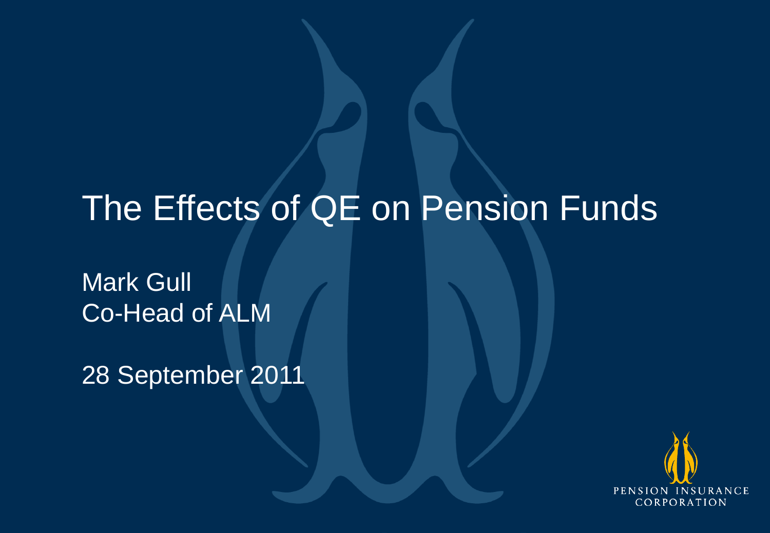# The Effects of QE on Pension Funds

Mark Gull
Co-Head of ALM

28 September 2011

PENSION INSURANCE CORPORATION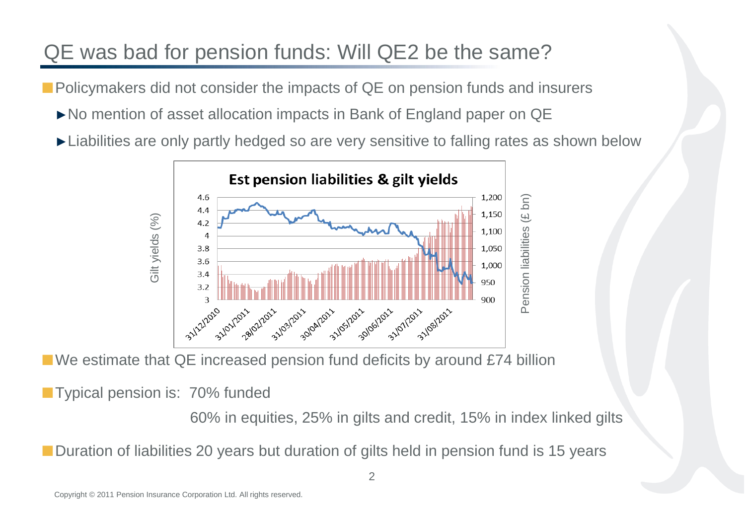# QE was bad for pension funds: Will QE2 be the same?

- Policymakers did not consider the impacts of QE on pension funds and insurers
  - ►No mention of asset allocation impacts in Bank of England paper on QE
  - ►Liabilities are only partly hedged so are very sensitive to falling rates as shown below

**Est pension liabilities & gilt yields**

- We estimate that QE increased pension fund deficits by around £74 billion
- Typical pension is: 70% funded

  60% in equities, 25% in gilts and credit, 15% in index linked gilts

- Duration of liabilities 20 years but duration of gilts held in pension fund is 15 years

Copyright © 2011 Pension Insurance Corporation Ltd. All rights reserved.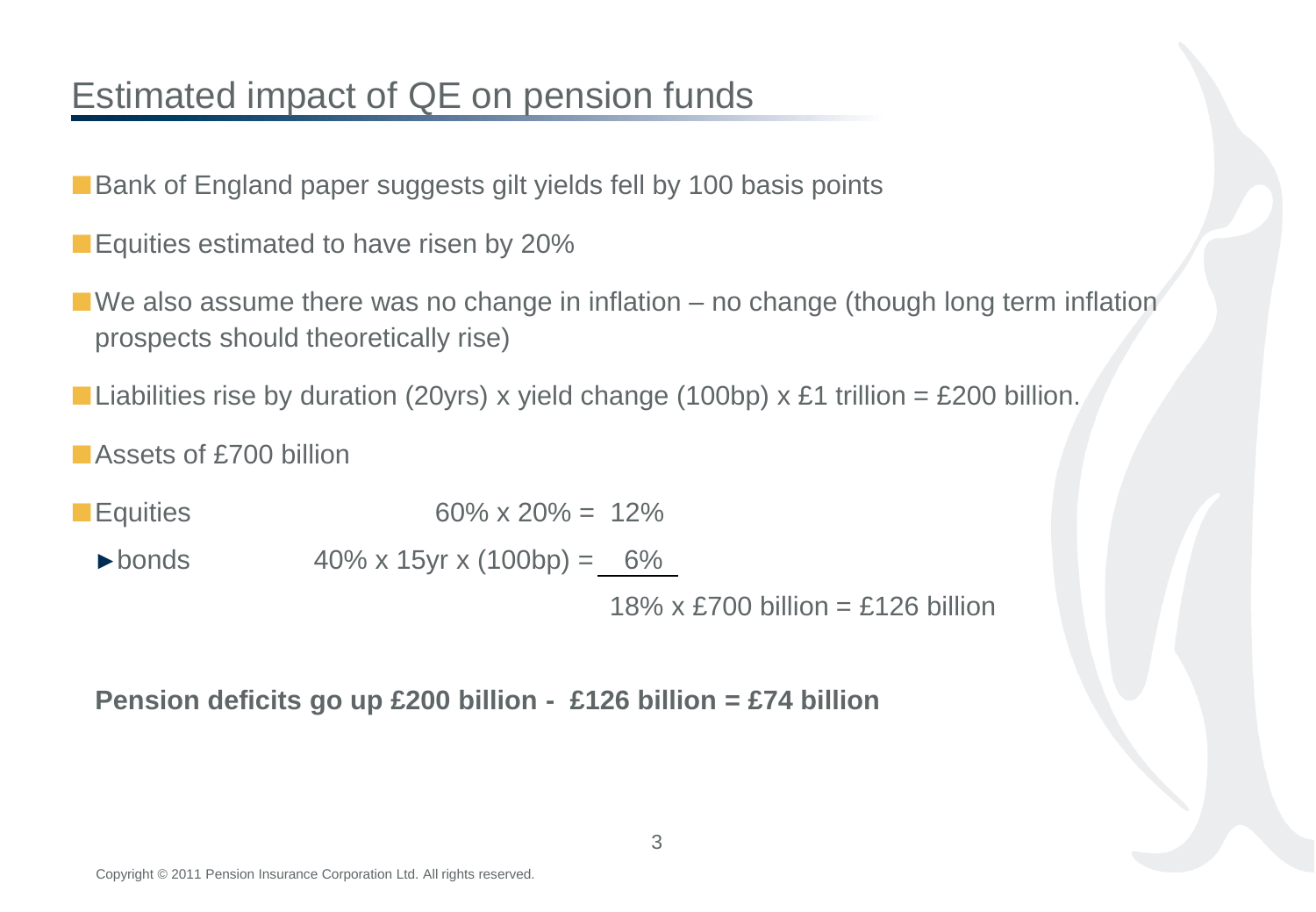# Estimated impact of QE on pension funds

- Bank of England paper suggests gilt yields fell by 100 basis points
- Equities estimated to have risen by 20%
- We also assume there was no change in inflation – no change (though long term inflation prospects should theoretically rise)
- Liabilities rise by duration (20yrs) x yield change (100bp) x £1 trillion = £200 billion.
- Assets of £700 billion
- Equities 60% x 20% = 12%
  - ► bonds 40% x 15yr x (100bp) = 6%

18% x £700 billion = £126 billion

**Pension deficits go up £200 billion - £126 billion = £74 billion**

Copyright © 2011 Pension Insurance Corporation Ltd. All rights reserved.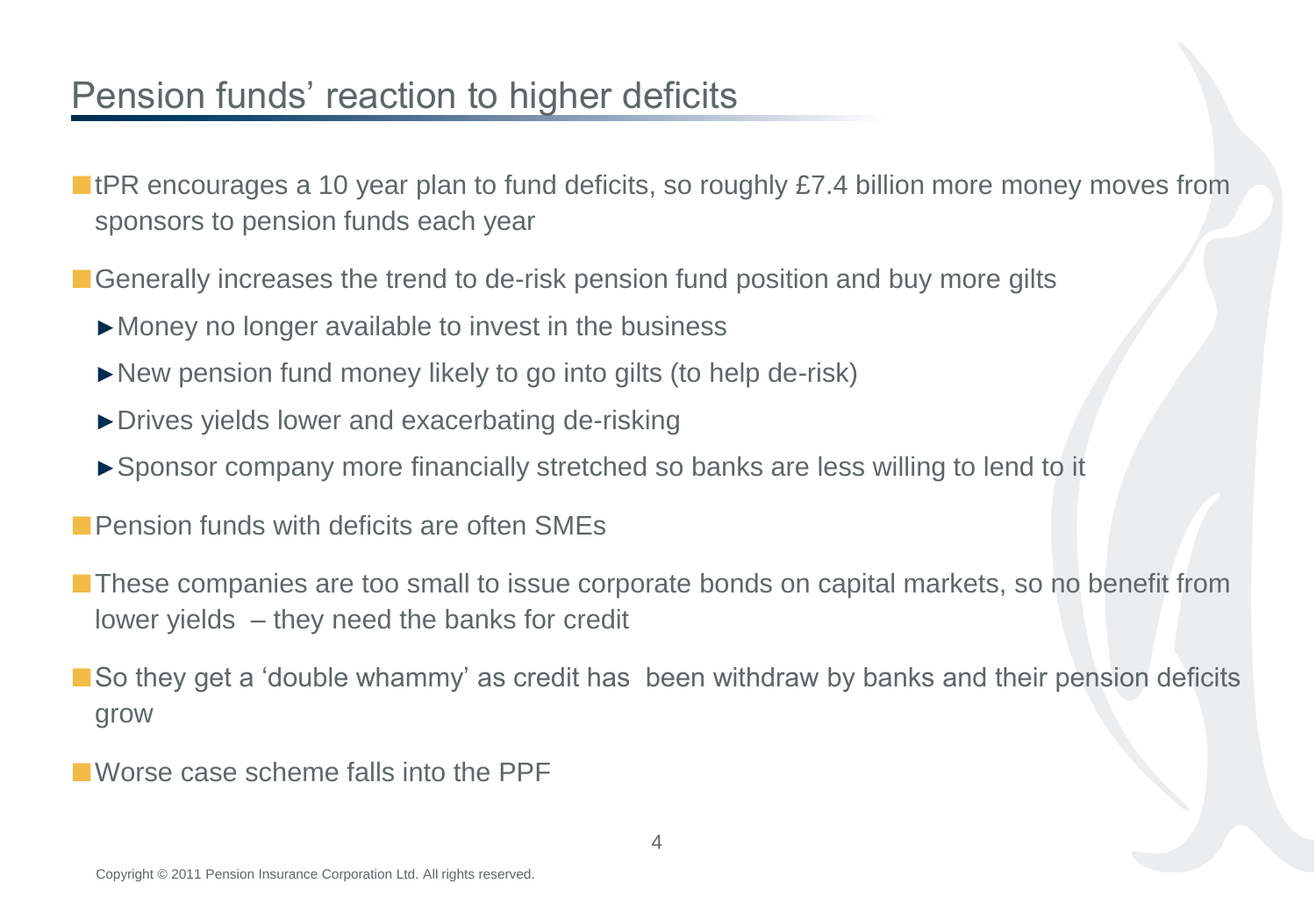# Pension funds' reaction to higher deficits

- tPR encourages a 10 year plan to fund deficits, so roughly £7.4 billion more money moves from sponsors to pension funds each year
- Generally increases the trend to de-risk pension fund position and buy more gilts
  - ►Money no longer available to invest in the business
  - ►New pension fund money likely to go into gilts (to help de-risk)
  - ►Drives yields lower and exacerbating de-risking
  - ►Sponsor company more financially stretched so banks are less willing to lend to it
- Pension funds with deficits are often SMEs
- These companies are too small to issue corporate bonds on capital markets, so no benefit from lower yields – they need the banks for credit
- So they get a 'double whammy' as credit has been withdraw by banks and their pension deficits grow
- Worse case scheme falls into the PPF

Copyright © 2011 Pension Insurance Corporation Ltd. All rights reserved.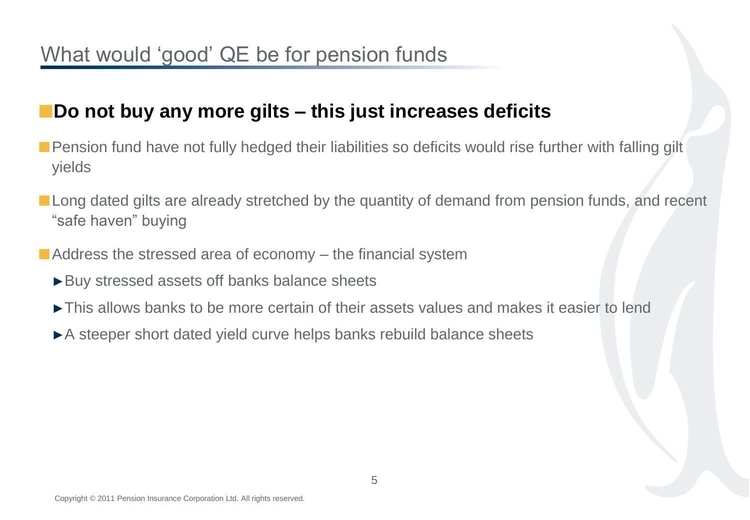# What would 'good' QE be for pension funds

## **Do not buy any more gilts – this just increases deficits**

- Pension fund have not fully hedged their liabilities so deficits would rise further with falling gilt yields
- Long dated gilts are already stretched by the quantity of demand from pension funds, and recent "safe haven" buying
- Address the stressed area of economy – the financial system
  - Buy stressed assets off banks balance sheets
  - This allows banks to be more certain of their assets values and makes it easier to lend
  - A steeper short dated yield curve helps banks rebuild balance sheets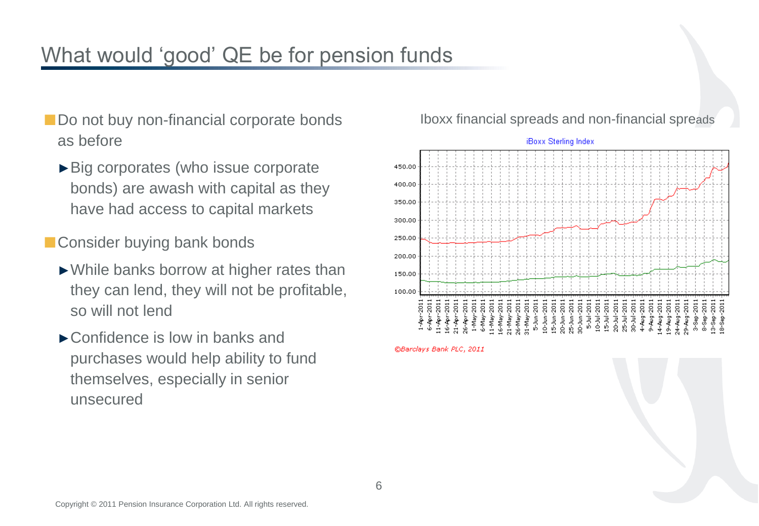# What would 'good' QE be for pension funds

- Do not buy non-financial corporate bonds as before
  - ►Big corporates (who issue corporate bonds) are awash with capital as they have had access to capital markets
- Consider buying bank bonds
  - ►While banks borrow at higher rates than they can lend, they will not be profitable, so will not lend
  - ►Confidence is low in banks and purchases would help ability to fund themselves, especially in senior unsecured

Iboxx financial spreads and non-financial spreads

©Barclays Bank PLC, 2011

Copyright © 2011 Pension Insurance Corporation Ltd. All rights reserved.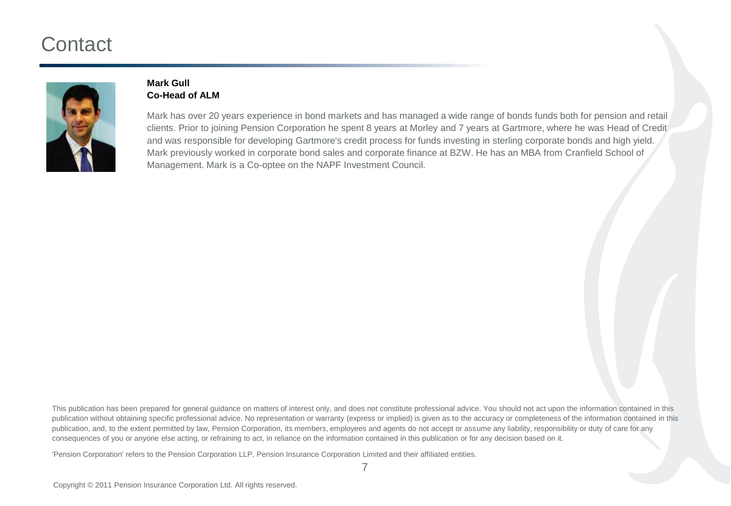# Contact

**Mark Gull**
**Co-Head of ALM**

Mark has over 20 years experience in bond markets and has managed a wide range of bonds funds both for pension and retail clients. Prior to joining Pension Corporation he spent 8 years at Morley and 7 years at Gartmore, where he was Head of Credit and was responsible for developing Gartmore's credit process for funds investing in sterling corporate bonds and high yield. Mark previously worked in corporate bond sales and corporate finance at BZW. He has an MBA from Cranfield School of Management. Mark is a Co-optee on the NAPF Investment Council.

This publication has been prepared for general guidance on matters of interest only, and does not constitute professional advice. You should not act upon the information contained in this publication without obtaining specific professional advice. No representation or warranty (express or implied) is given as to the accuracy or completeness of the information contained in this publication, and, to the extent permitted by law, Pension Corporation, its members, employees and agents do not accept or assume any liability, responsibility or duty of care for any consequences of you or anyone else acting, or refraining to act, in reliance on the information contained in this publication or for any decision based on it.

'Pension Corporation' refers to the Pension Corporation LLP, Pension Insurance Corporation Limited and their affiliated entities.

Copyright © 2011 Pension Insurance Corporation Ltd. All rights reserved.